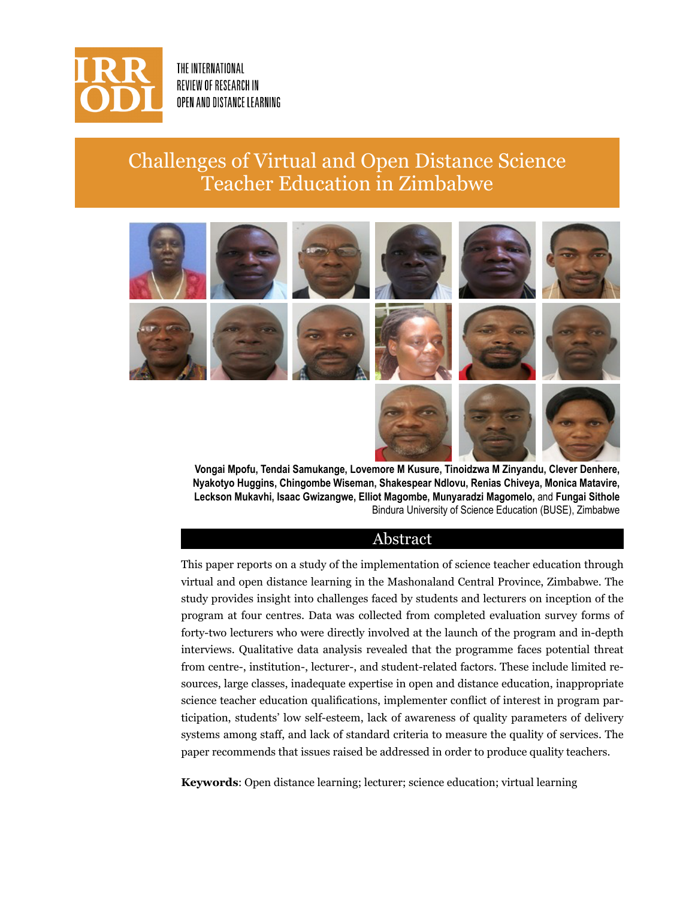THE INTERNATIONAL REVIEW OF RESEARCH IN OPEN AND DISTANCE LEARNING

# Challenges of Virtual and Open Distance Science Teacher Education in Zimbabwe

**Vongai Mpofu, Tendai Samukange, Lovemore M Kusure, Tinoidzwa M Zinyandu, Clever Denhere, Nyakotyo Huggins, Chingombe Wiseman, Shakespear Ndlovu, Renias Chiveya, Monica Matavire, Leckson Mukavhi, Isaac Gwizangwe, Elliot Magombe, Munyaradzi Magomelo,** and **Fungai Sithole**
Bindura University of Science Education (BUSE), Zimbabwe

## Abstract

This paper reports on a study of the implementation of science teacher education through virtual and open distance learning in the Mashonaland Central Province, Zimbabwe. The study provides insight into challenges faced by students and lecturers on inception of the program at four centres. Data was collected from completed evaluation survey forms of forty-two lecturers who were directly involved at the launch of the program and in-depth interviews. Qualitative data analysis revealed that the programme faces potential threat from centre-, institution-, lecturer-, and student-related factors. These include limited resources, large classes, inadequate expertise in open and distance education, inappropriate science teacher education qualifications, implementer conflict of interest in program participation, students' low self-esteem, lack of awareness of quality parameters of delivery systems among staff, and lack of standard criteria to measure the quality of services. The paper recommends that issues raised be addressed in order to produce quality teachers.

**Keywords**: Open distance learning; lecturer; science education; virtual learning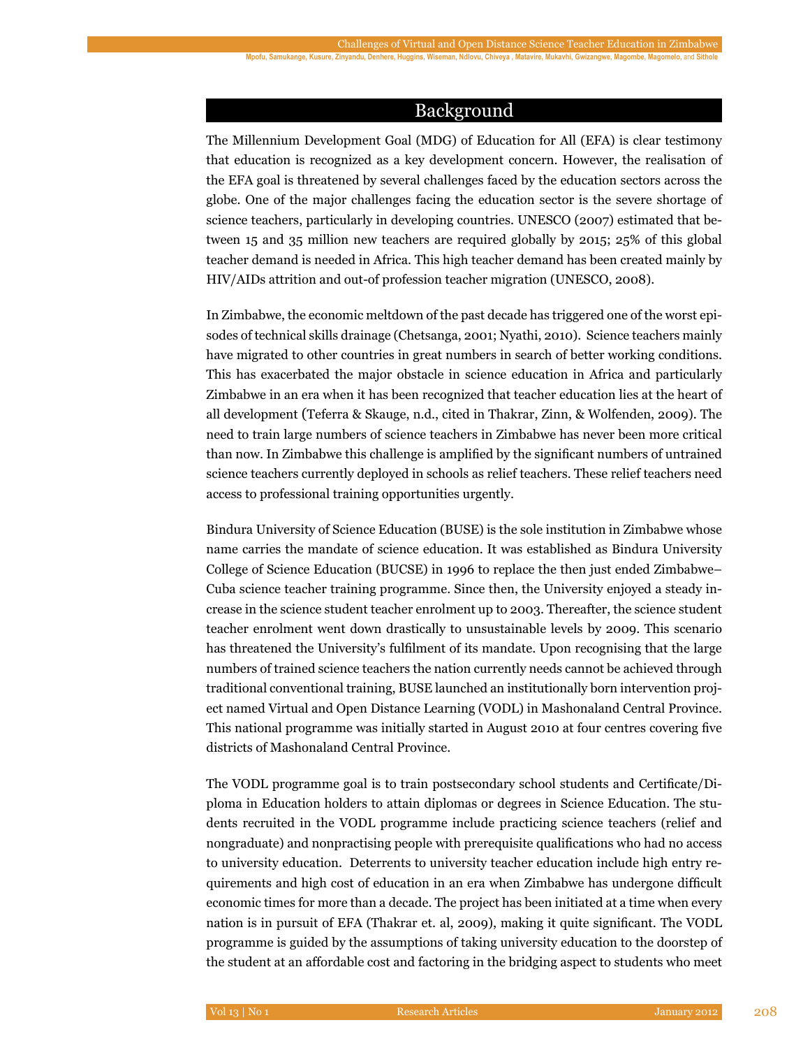## Background

The Millennium Development Goal (MDG) of Education for All (EFA) is clear testimony that education is recognized as a key development concern. However, the realisation of the EFA goal is threatened by several challenges faced by the education sectors across the globe. One of the major challenges facing the education sector is the severe shortage of science teachers, particularly in developing countries. UNESCO (2007) estimated that between 15 and 35 million new teachers are required globally by 2015; 25% of this global teacher demand is needed in Africa. This high teacher demand has been created mainly by HIV/AIDs attrition and out-of profession teacher migration (UNESCO, 2008).

In Zimbabwe, the economic meltdown of the past decade has triggered one of the worst episodes of technical skills drainage (Chetsanga, 2001; Nyathi, 2010). Science teachers mainly have migrated to other countries in great numbers in search of better working conditions. This has exacerbated the major obstacle in science education in Africa and particularly Zimbabwe in an era when it has been recognized that teacher education lies at the heart of all development (Teferra & Skauge, n.d., cited in Thakrar, Zinn, & Wolfenden, 2009). The need to train large numbers of science teachers in Zimbabwe has never been more critical than now. In Zimbabwe this challenge is amplified by the significant numbers of untrained science teachers currently deployed in schools as relief teachers. These relief teachers need access to professional training opportunities urgently.

Bindura University of Science Education (BUSE) is the sole institution in Zimbabwe whose name carries the mandate of science education. It was established as Bindura University College of Science Education (BUCSE) in 1996 to replace the then just ended Zimbabwe–Cuba science teacher training programme. Since then, the University enjoyed a steady increase in the science student teacher enrolment up to 2003. Thereafter, the science student teacher enrolment went down drastically to unsustainable levels by 2009. This scenario has threatened the University's fulfilment of its mandate. Upon recognising that the large numbers of trained science teachers the nation currently needs cannot be achieved through traditional conventional training, BUSE launched an institutionally born intervention project named Virtual and Open Distance Learning (VODL) in Mashonaland Central Province. This national programme was initially started in August 2010 at four centres covering five districts of Mashonaland Central Province.

The VODL programme goal is to train postsecondary school students and Certificate/Diploma in Education holders to attain diplomas or degrees in Science Education. The students recruited in the VODL programme include practicing science teachers (relief and nongraduate) and nonpractising people with prerequisite qualifications who had no access to university education. Deterrents to university teacher education include high entry requirements and high cost of education in an era when Zimbabwe has undergone difficult economic times for more than a decade. The project has been initiated at a time when every nation is in pursuit of EFA (Thakrar et. al, 2009), making it quite significant. The VODL programme is guided by the assumptions of taking university education to the doorstep of the student at an affordable cost and factoring in the bridging aspect to students who meet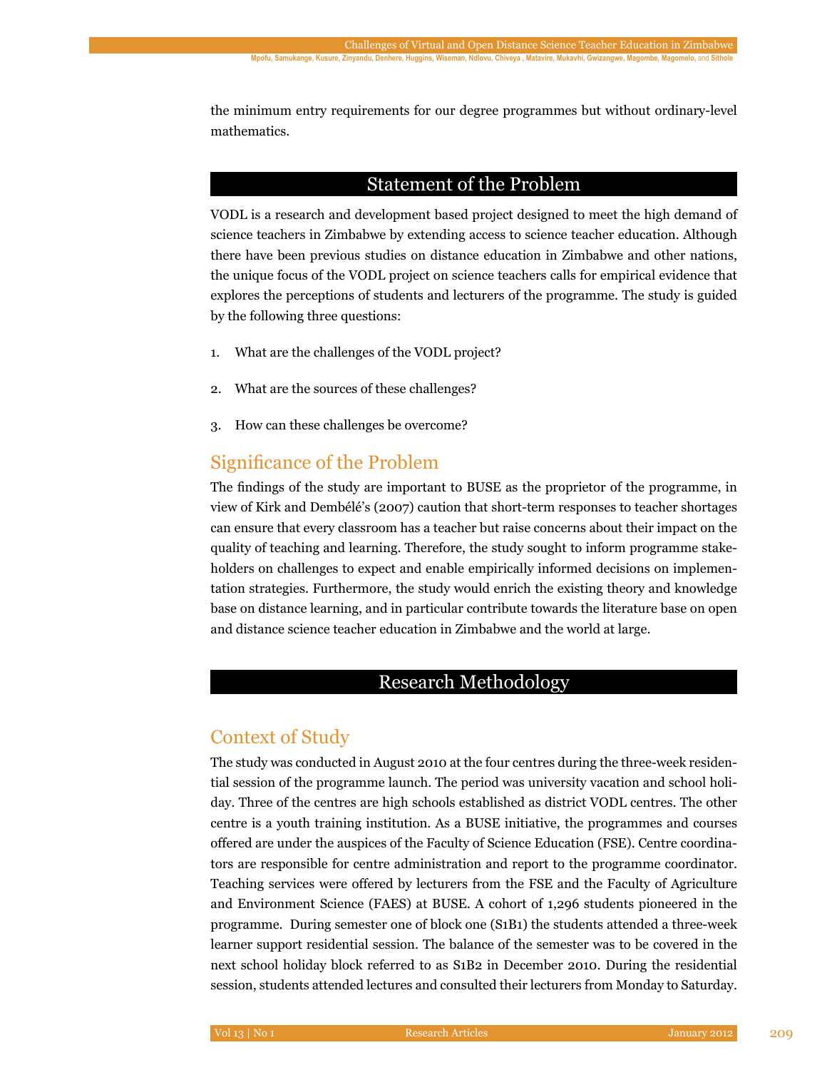the minimum entry requirements for our degree programmes but without ordinary-level mathematics.

## Statement of the Problem

VODL is a research and development based project designed to meet the high demand of science teachers in Zimbabwe by extending access to science teacher education. Although there have been previous studies on distance education in Zimbabwe and other nations, the unique focus of the VODL project on science teachers calls for empirical evidence that explores the perceptions of students and lecturers of the programme. The study is guided by the following three questions:

1. What are the challenges of the VODL project?

2. What are the sources of these challenges?

3. How can these challenges be overcome?

### Significance of the Problem

The findings of the study are important to BUSE as the proprietor of the programme, in view of Kirk and Dembélé's (2007) caution that short-term responses to teacher shortages can ensure that every classroom has a teacher but raise concerns about their impact on the quality of teaching and learning. Therefore, the study sought to inform programme stakeholders on challenges to expect and enable empirically informed decisions on implementation strategies. Furthermore, the study would enrich the existing theory and knowledge base on distance learning, and in particular contribute towards the literature base on open and distance science teacher education in Zimbabwe and the world at large.

## Research Methodology

### Context of Study

The study was conducted in August 2010 at the four centres during the three-week residential session of the programme launch. The period was university vacation and school holiday. Three of the centres are high schools established as district VODL centres. The other centre is a youth training institution. As a BUSE initiative, the programmes and courses offered are under the auspices of the Faculty of Science Education (FSE). Centre coordinators are responsible for centre administration and report to the programme coordinator. Teaching services were offered by lecturers from the FSE and the Faculty of Agriculture and Environment Science (FAES) at BUSE. A cohort of 1,296 students pioneered in the programme. During semester one of block one (S1B1) the students attended a three-week learner support residential session. The balance of the semester was to be covered in the next school holiday block referred to as S1B2 in December 2010. During the residential session, students attended lectures and consulted their lecturers from Monday to Saturday.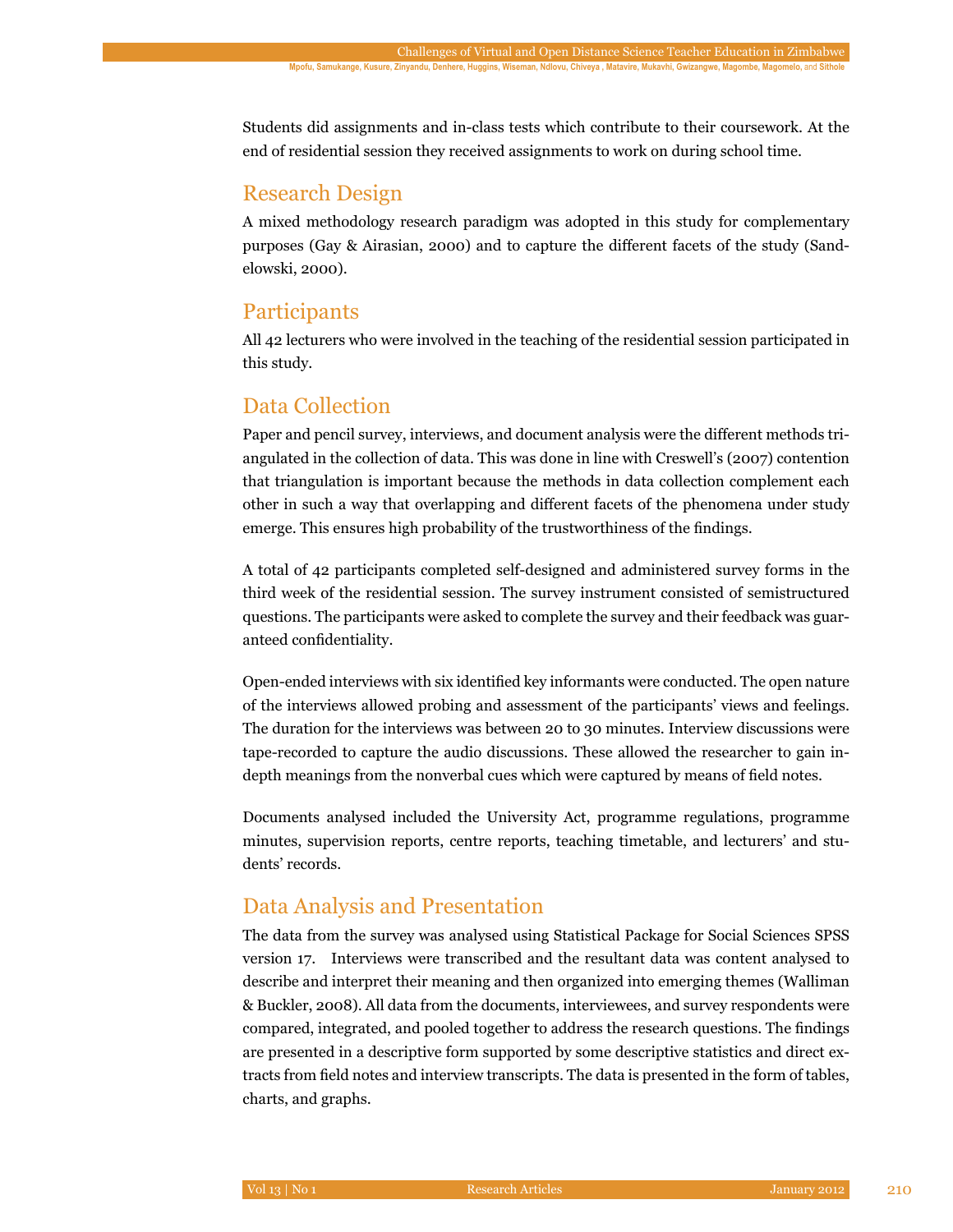Students did assignments and in-class tests which contribute to their coursework. At the end of residential session they received assignments to work on during school time.

## Research Design

A mixed methodology research paradigm was adopted in this study for complementary purposes (Gay & Airasian, 2000) and to capture the different facets of the study (Sandelowski, 2000).

## Participants

All 42 lecturers who were involved in the teaching of the residential session participated in this study.

## Data Collection

Paper and pencil survey, interviews, and document analysis were the different methods triangulated in the collection of data. This was done in line with Creswell's (2007) contention that triangulation is important because the methods in data collection complement each other in such a way that overlapping and different facets of the phenomena under study emerge. This ensures high probability of the trustworthiness of the findings.

A total of 42 participants completed self-designed and administered survey forms in the third week of the residential session. The survey instrument consisted of semistructured questions. The participants were asked to complete the survey and their feedback was guaranteed confidentiality.

Open-ended interviews with six identified key informants were conducted. The open nature of the interviews allowed probing and assessment of the participants' views and feelings. The duration for the interviews was between 20 to 30 minutes. Interview discussions were tape-recorded to capture the audio discussions. These allowed the researcher to gain in-depth meanings from the nonverbal cues which were captured by means of field notes.

Documents analysed included the University Act, programme regulations, programme minutes, supervision reports, centre reports, teaching timetable, and lecturers' and students' records.

## Data Analysis and Presentation

The data from the survey was analysed using Statistical Package for Social Sciences SPSS version 17. Interviews were transcribed and the resultant data was content analysed to describe and interpret their meaning and then organized into emerging themes (Walliman & Buckler, 2008). All data from the documents, interviewees, and survey respondents were compared, integrated, and pooled together to address the research questions. The findings are presented in a descriptive form supported by some descriptive statistics and direct extracts from field notes and interview transcripts. The data is presented in the form of tables, charts, and graphs.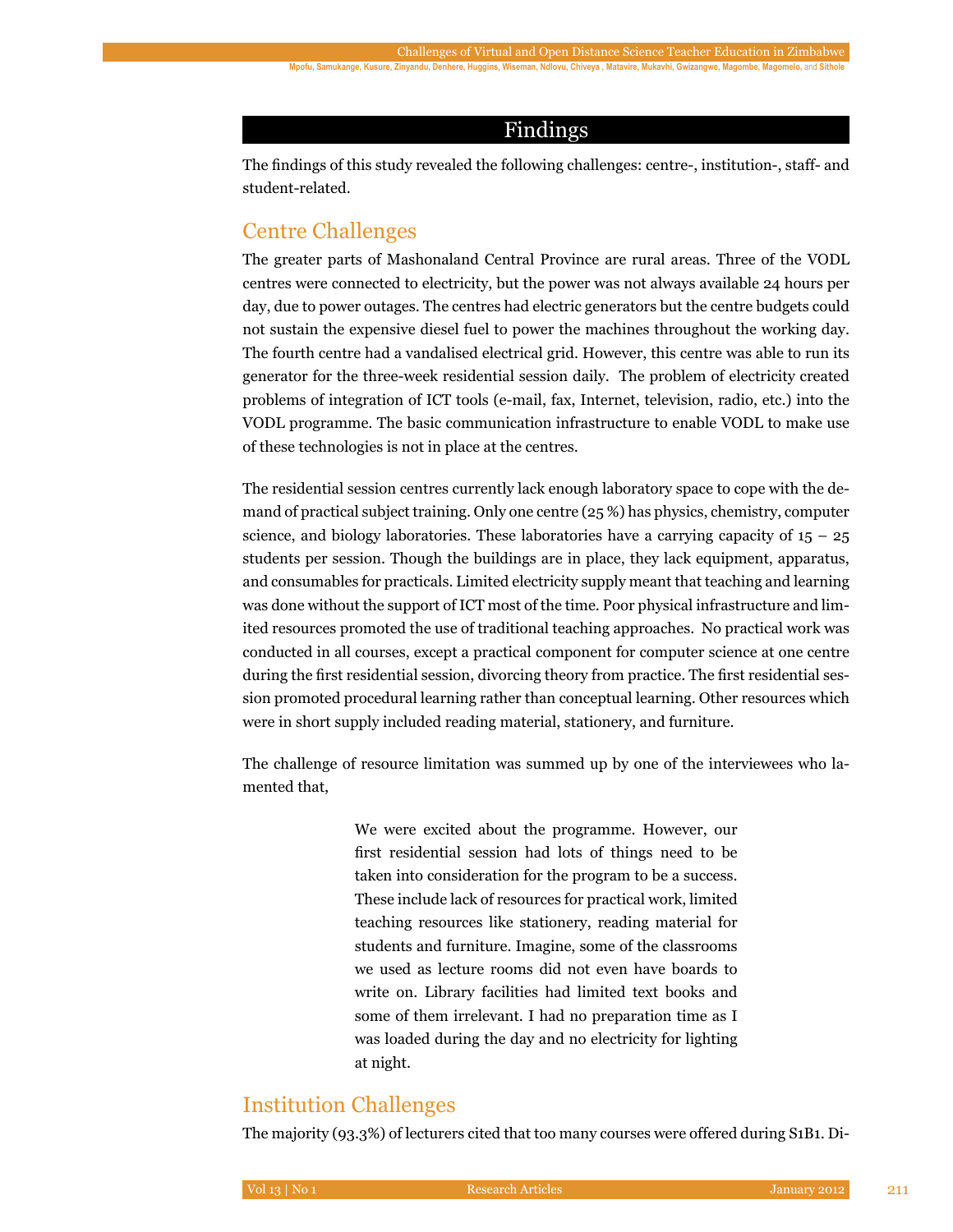## Findings

The findings of this study revealed the following challenges: centre-, institution-, staff- and student-related.

### Centre Challenges

The greater parts of Mashonaland Central Province are rural areas. Three of the VODL centres were connected to electricity, but the power was not always available 24 hours per day, due to power outages. The centres had electric generators but the centre budgets could not sustain the expensive diesel fuel to power the machines throughout the working day. The fourth centre had a vandalised electrical grid. However, this centre was able to run its generator for the three-week residential session daily. The problem of electricity created problems of integration of ICT tools (e-mail, fax, Internet, television, radio, etc.) into the VODL programme. The basic communication infrastructure to enable VODL to make use of these technologies is not in place at the centres.

The residential session centres currently lack enough laboratory space to cope with the demand of practical subject training. Only one centre (25 %) has physics, chemistry, computer science, and biology laboratories. These laboratories have a carrying capacity of 15 – 25 students per session. Though the buildings are in place, they lack equipment, apparatus, and consumables for practicals. Limited electricity supply meant that teaching and learning was done without the support of ICT most of the time. Poor physical infrastructure and limited resources promoted the use of traditional teaching approaches. No practical work was conducted in all courses, except a practical component for computer science at one centre during the first residential session, divorcing theory from practice. The first residential session promoted procedural learning rather than conceptual learning. Other resources which were in short supply included reading material, stationery, and furniture.

The challenge of resource limitation was summed up by one of the interviewees who lamented that,

> We were excited about the programme. However, our first residential session had lots of things need to be taken into consideration for the program to be a success. These include lack of resources for practical work, limited teaching resources like stationery, reading material for students and furniture. Imagine, some of the classrooms we used as lecture rooms did not even have boards to write on. Library facilities had limited text books and some of them irrelevant. I had no preparation time as I was loaded during the day and no electricity for lighting at night.

### Institution Challenges

The majority (93.3%) of lecturers cited that too many courses were offered during S1B1. Di-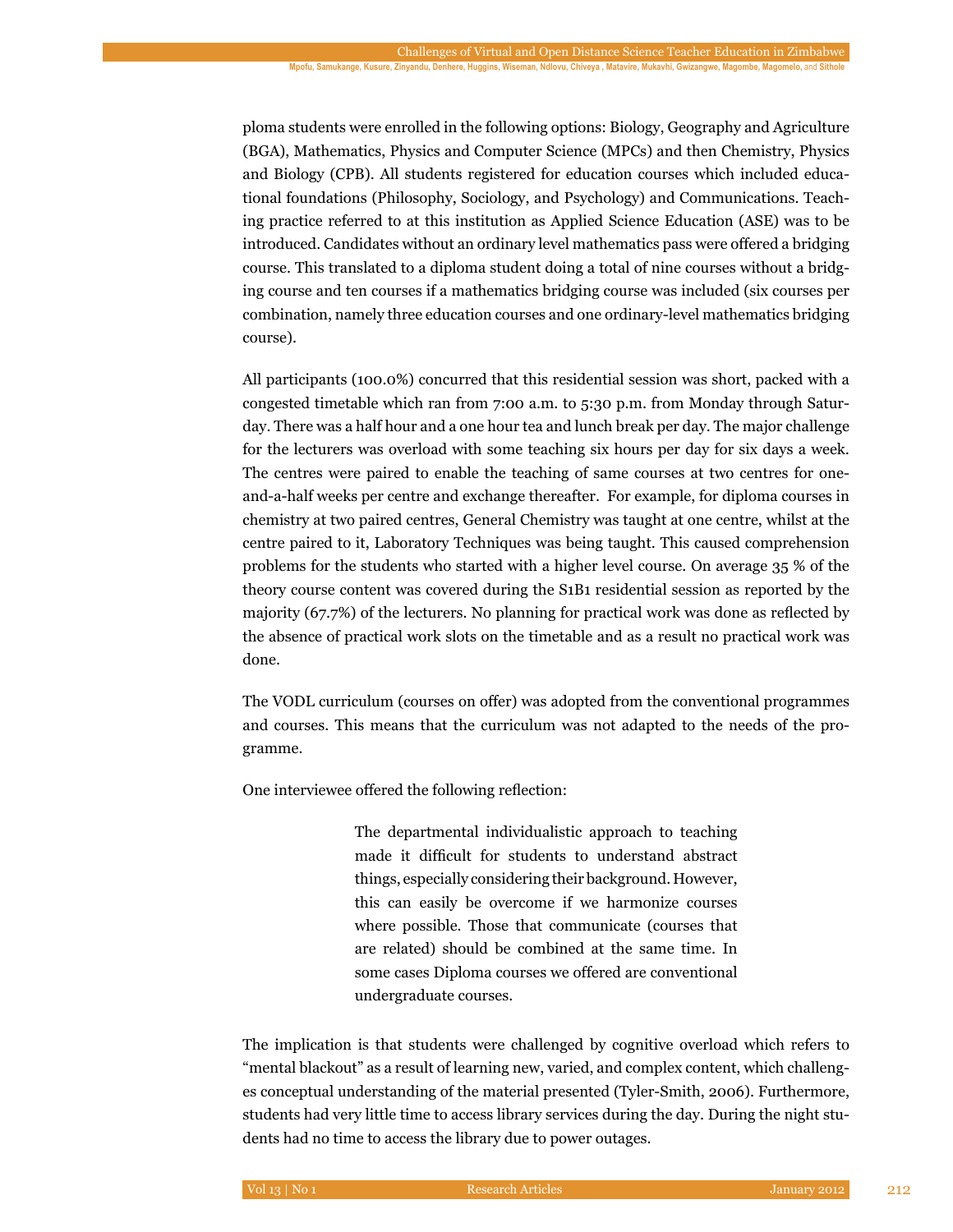ploma students were enrolled in the following options: Biology, Geography and Agriculture (BGA), Mathematics, Physics and Computer Science (MPCs) and then Chemistry, Physics and Biology (CPB). All students registered for education courses which included educational foundations (Philosophy, Sociology, and Psychology) and Communications. Teaching practice referred to at this institution as Applied Science Education (ASE) was to be introduced. Candidates without an ordinary level mathematics pass were offered a bridging course. This translated to a diploma student doing a total of nine courses without a bridging course and ten courses if a mathematics bridging course was included (six courses per combination, namely three education courses and one ordinary-level mathematics bridging course).

All participants (100.0%) concurred that this residential session was short, packed with a congested timetable which ran from 7:00 a.m. to 5:30 p.m. from Monday through Saturday. There was a half hour and a one hour tea and lunch break per day. The major challenge for the lecturers was overload with some teaching six hours per day for six days a week. The centres were paired to enable the teaching of same courses at two centres for one-and-a-half weeks per centre and exchange thereafter. For example, for diploma courses in chemistry at two paired centres, General Chemistry was taught at one centre, whilst at the centre paired to it, Laboratory Techniques was being taught. This caused comprehension problems for the students who started with a higher level course. On average 35 % of the theory course content was covered during the S1B1 residential session as reported by the majority (67.7%) of the lecturers. No planning for practical work was done as reflected by the absence of practical work slots on the timetable and as a result no practical work was done.

The VODL curriculum (courses on offer) was adopted from the conventional programmes and courses. This means that the curriculum was not adapted to the needs of the programme.

One interviewee offered the following reflection:

> The departmental individualistic approach to teaching made it difficult for students to understand abstract things, especially considering their background. However, this can easily be overcome if we harmonize courses where possible. Those that communicate (courses that are related) should be combined at the same time. In some cases Diploma courses we offered are conventional undergraduate courses.

The implication is that students were challenged by cognitive overload which refers to "mental blackout" as a result of learning new, varied, and complex content, which challenges conceptual understanding of the material presented (Tyler-Smith, 2006). Furthermore, students had very little time to access library services during the day. During the night students had no time to access the library due to power outages.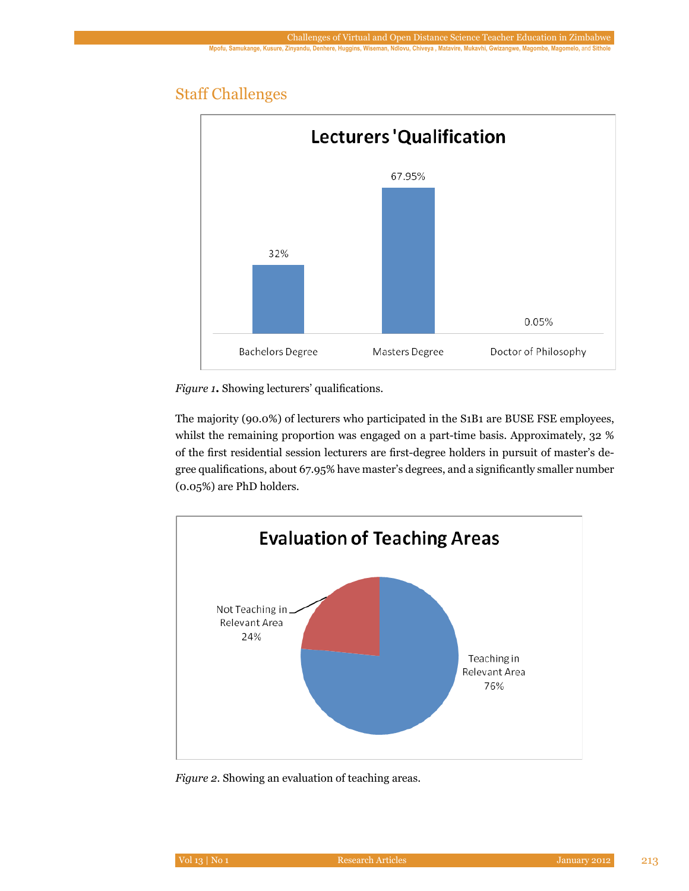## Staff Challenges

Figure 1. Showing lecturers' qualifications.

The majority (90.0%) of lecturers who participated in the S1B1 are BUSE FSE employees, whilst the remaining proportion was engaged on a part-time basis. Approximately, 32 % of the first residential session lecturers are first-degree holders in pursuit of master's degree qualifications, about 67.95% have master's degrees, and a significantly smaller number (0.05%) are PhD holders.

Figure 2. Showing an evaluation of teaching areas.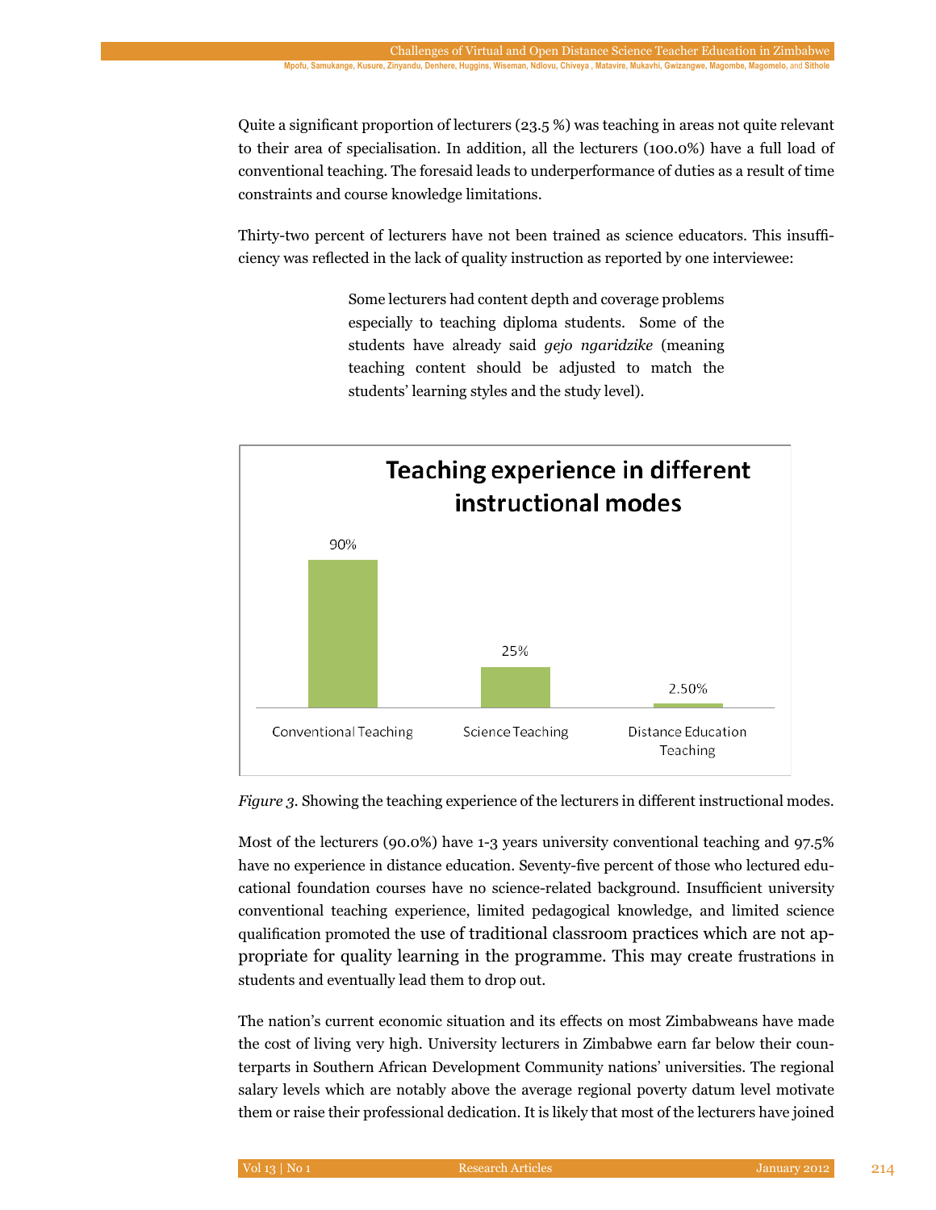Quite a significant proportion of lecturers (23.5 %) was teaching in areas not quite relevant to their area of specialisation. In addition, all the lecturers (100.0%) have a full load of conventional teaching. The foresaid leads to underperformance of duties as a result of time constraints and course knowledge limitations.

Thirty-two percent of lecturers have not been trained as science educators. This insufficiency was reflected in the lack of quality instruction as reported by one interviewee:

> Some lecturers had content depth and coverage problems especially to teaching diploma students. Some of the students have already said *gejo ngaridzike* (meaning teaching content should be adjusted to match the students' learning styles and the study level).

**Teaching experience in different instructional modes**

| Instructional mode | Percentage |
|---|---|
| Conventional Teaching | 90% |
| Science Teaching | 25% |
| Distance Education Teaching | 2.50% |

*Figure 3.* Showing the teaching experience of the lecturers in different instructional modes.

Most of the lecturers (90.0%) have 1-3 years university conventional teaching and 97.5% have no experience in distance education. Seventy-five percent of those who lectured educational foundation courses have no science-related background. Insufficient university conventional teaching experience, limited pedagogical knowledge, and limited science qualification promoted the use of traditional classroom practices which are not appropriate for quality learning in the programme. This may create frustrations in students and eventually lead them to drop out.

The nation's current economic situation and its effects on most Zimbabweans have made the cost of living very high. University lecturers in Zimbabwe earn far below their counterparts in Southern African Development Community nations' universities. The regional salary levels which are notably above the average regional poverty datum level motivate them or raise their professional dedication. It is likely that most of the lecturers have joined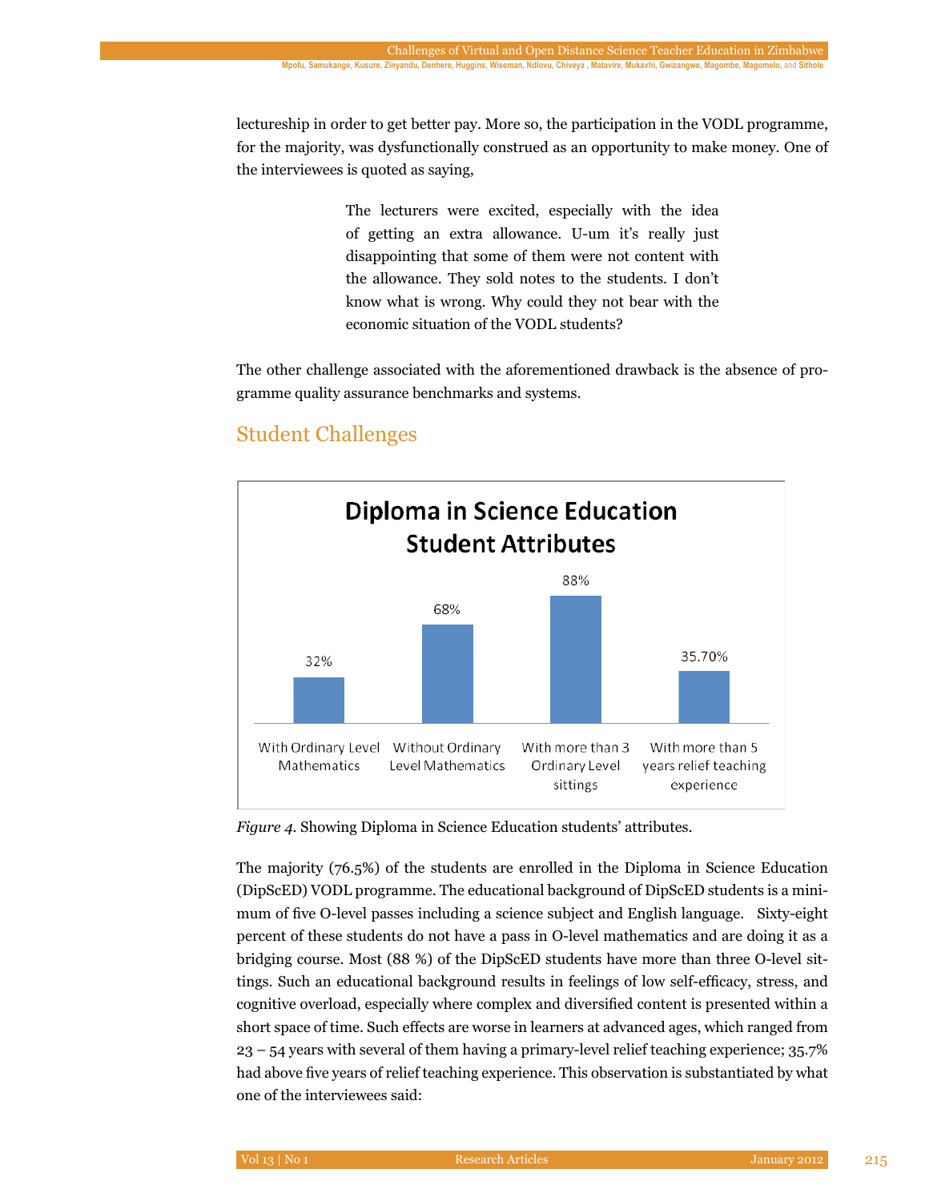lectureship in order to get better pay. More so, the participation in the VODL programme, for the majority, was dysfunctionally construed as an opportunity to make money. One of the interviewees is quoted as saying,

> The lecturers were excited, especially with the idea of getting an extra allowance. U-um it's really just disappointing that some of them were not content with the allowance. They sold notes to the students. I don't know what is wrong. Why could they not bear with the economic situation of the VODL students?

The other challenge associated with the aforementioned drawback is the absence of programme quality assurance benchmarks and systems.

## Student Challenges

**Diploma in Science Education Student Attributes**

| With Ordinary Level Mathematics | Without Ordinary Level Mathematics | With more than 3 Ordinary Level sittings | With more than 5 years relief teaching experience |
|---|---|---|---|
| 32% | 68% | 88% | 35.70% |

*Figure 4.* Showing Diploma in Science Education students' attributes.

The majority (76.5%) of the students are enrolled in the Diploma in Science Education (DipScED) VODL programme. The educational background of DipScED students is a minimum of five O-level passes including a science subject and English language. Sixty-eight percent of these students do not have a pass in O-level mathematics and are doing it as a bridging course. Most (88 %) of the DipScED students have more than three O-level sittings. Such an educational background results in feelings of low self-efficacy, stress, and cognitive overload, especially where complex and diversified content is presented within a short space of time. Such effects are worse in learners at advanced ages, which ranged from 23 – 54 years with several of them having a primary-level relief teaching experience; 35.7% had above five years of relief teaching experience. This observation is substantiated by what one of the interviewees said: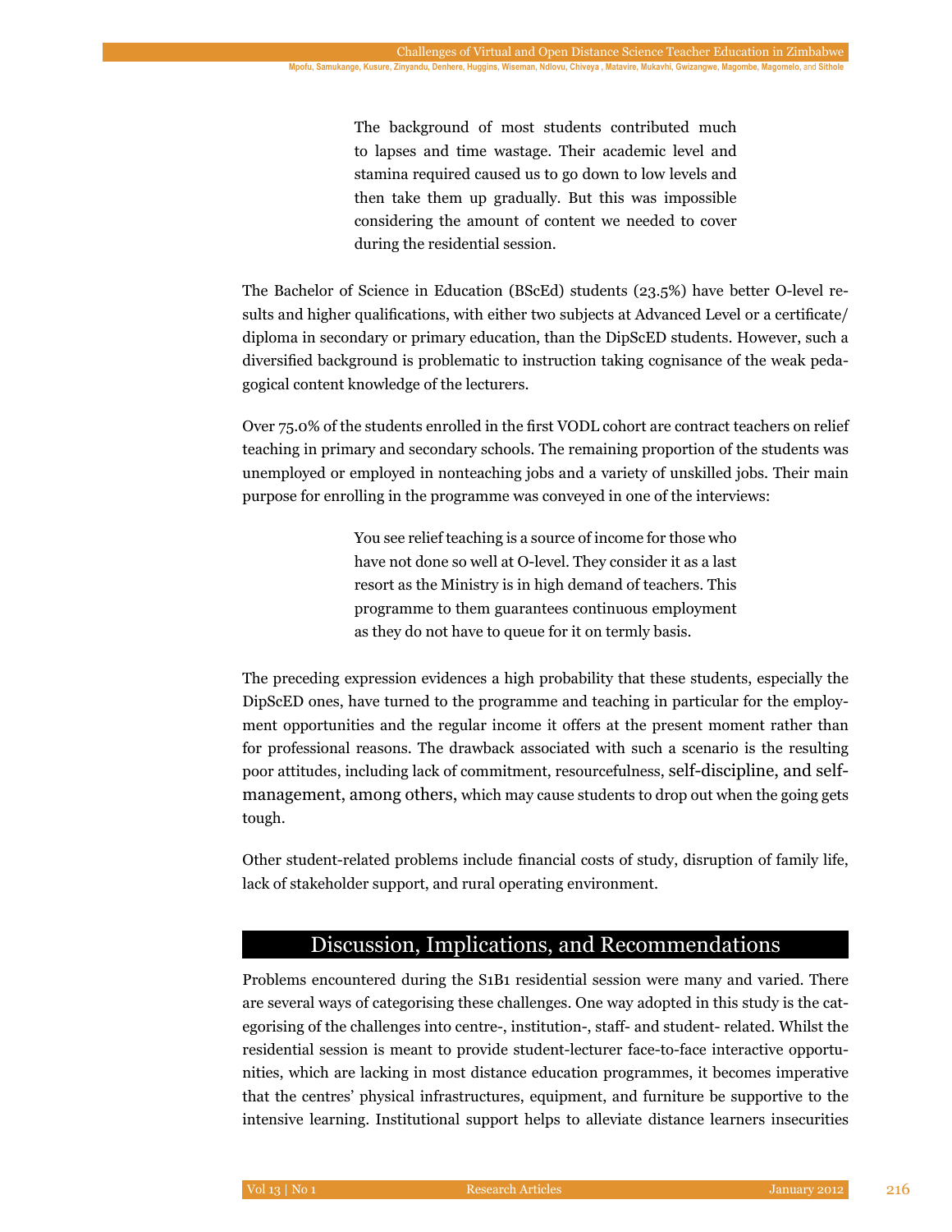> The background of most students contributed much to lapses and time wastage. Their academic level and stamina required caused us to go down to low levels and then take them up gradually. But this was impossible considering the amount of content we needed to cover during the residential session.

The Bachelor of Science in Education (BScEd) students (23.5%) have better O-level results and higher qualifications, with either two subjects at Advanced Level or a certificate/ diploma in secondary or primary education, than the DipScED students. However, such a diversified background is problematic to instruction taking cognisance of the weak pedagogical content knowledge of the lecturers.

Over 75.0% of the students enrolled in the first VODL cohort are contract teachers on relief teaching in primary and secondary schools. The remaining proportion of the students was unemployed or employed in nonteaching jobs and a variety of unskilled jobs. Their main purpose for enrolling in the programme was conveyed in one of the interviews:

> You see relief teaching is a source of income for those who have not done so well at O-level. They consider it as a last resort as the Ministry is in high demand of teachers. This programme to them guarantees continuous employment as they do not have to queue for it on termly basis.

The preceding expression evidences a high probability that these students, especially the DipScED ones, have turned to the programme and teaching in particular for the employment opportunities and the regular income it offers at the present moment rather than for professional reasons. The drawback associated with such a scenario is the resulting poor attitudes, including lack of commitment, resourcefulness, self-discipline, and self-management, among others, which may cause students to drop out when the going gets tough.

Other student-related problems include financial costs of study, disruption of family life, lack of stakeholder support, and rural operating environment.

## Discussion, Implications, and Recommendations

Problems encountered during the S1B1 residential session were many and varied. There are several ways of categorising these challenges. One way adopted in this study is the categorising of the challenges into centre-, institution-, staff- and student- related. Whilst the residential session is meant to provide student-lecturer face-to-face interactive opportunities, which are lacking in most distance education programmes, it becomes imperative that the centres' physical infrastructures, equipment, and furniture be supportive to the intensive learning. Institutional support helps to alleviate distance learners insecurities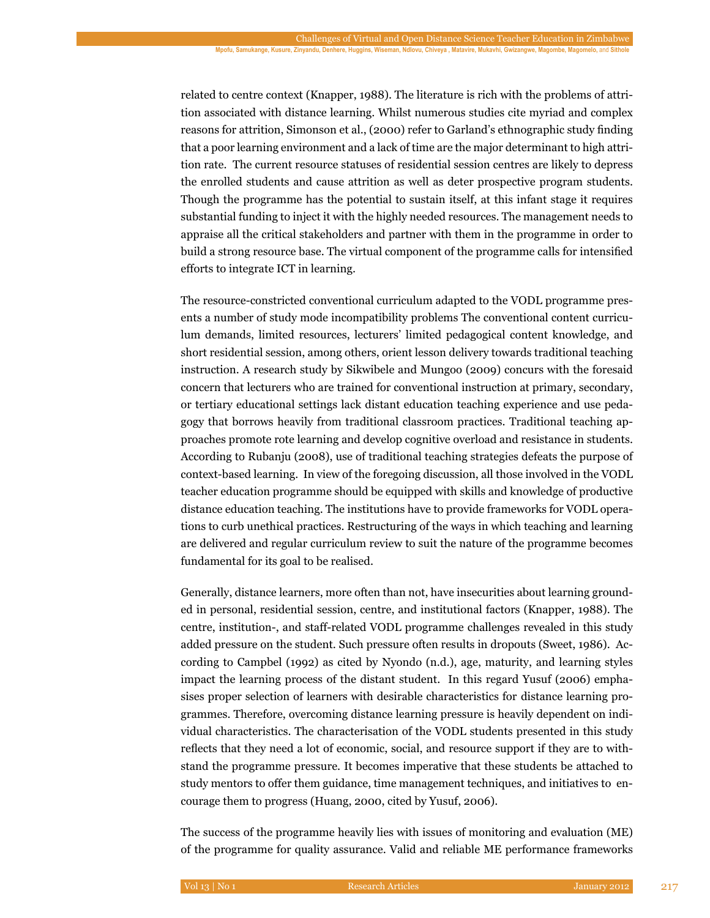related to centre context (Knapper, 1988). The literature is rich with the problems of attrition associated with distance learning. Whilst numerous studies cite myriad and complex reasons for attrition, Simonson et al., (2000) refer to Garland's ethnographic study finding that a poor learning environment and a lack of time are the major determinant to high attrition rate. The current resource statuses of residential session centres are likely to depress the enrolled students and cause attrition as well as deter prospective program students. Though the programme has the potential to sustain itself, at this infant stage it requires substantial funding to inject it with the highly needed resources. The management needs to appraise all the critical stakeholders and partner with them in the programme in order to build a strong resource base. The virtual component of the programme calls for intensified efforts to integrate ICT in learning.

The resource-constricted conventional curriculum adapted to the VODL programme presents a number of study mode incompatibility problems The conventional content curriculum demands, limited resources, lecturers' limited pedagogical content knowledge, and short residential session, among others, orient lesson delivery towards traditional teaching instruction. A research study by Sikwibele and Mungoo (2009) concurs with the foresaid concern that lecturers who are trained for conventional instruction at primary, secondary, or tertiary educational settings lack distant education teaching experience and use pedagogy that borrows heavily from traditional classroom practices. Traditional teaching approaches promote rote learning and develop cognitive overload and resistance in students. According to Rubanju (2008), use of traditional teaching strategies defeats the purpose of context-based learning. In view of the foregoing discussion, all those involved in the VODL teacher education programme should be equipped with skills and knowledge of productive distance education teaching. The institutions have to provide frameworks for VODL operations to curb unethical practices. Restructuring of the ways in which teaching and learning are delivered and regular curriculum review to suit the nature of the programme becomes fundamental for its goal to be realised.

Generally, distance learners, more often than not, have insecurities about learning grounded in personal, residential session, centre, and institutional factors (Knapper, 1988). The centre, institution-, and staff-related VODL programme challenges revealed in this study added pressure on the student. Such pressure often results in dropouts (Sweet, 1986). According to Campbel (1992) as cited by Nyondo (n.d.), age, maturity, and learning styles impact the learning process of the distant student. In this regard Yusuf (2006) emphasises proper selection of learners with desirable characteristics for distance learning programmes. Therefore, overcoming distance learning pressure is heavily dependent on individual characteristics. The characterisation of the VODL students presented in this study reflects that they need a lot of economic, social, and resource support if they are to withstand the programme pressure. It becomes imperative that these students be attached to study mentors to offer them guidance, time management techniques, and initiatives to encourage them to progress (Huang, 2000, cited by Yusuf, 2006).

The success of the programme heavily lies with issues of monitoring and evaluation (ME) of the programme for quality assurance. Valid and reliable ME performance frameworks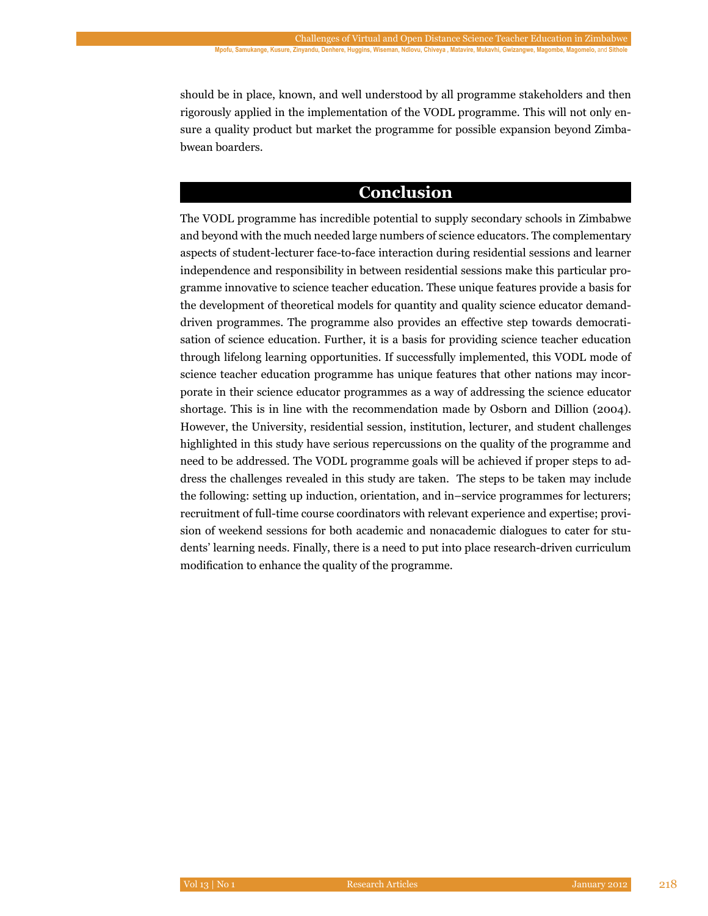should be in place, known, and well understood by all programme stakeholders and then rigorously applied in the implementation of the VODL programme. This will not only ensure a quality product but market the programme for possible expansion beyond Zimbabwean boarders.

## Conclusion

The VODL programme has incredible potential to supply secondary schools in Zimbabwe and beyond with the much needed large numbers of science educators. The complementary aspects of student-lecturer face-to-face interaction during residential sessions and learner independence and responsibility in between residential sessions make this particular programme innovative to science teacher education. These unique features provide a basis for the development of theoretical models for quantity and quality science educator demand-driven programmes. The programme also provides an effective step towards democratisation of science education. Further, it is a basis for providing science teacher education through lifelong learning opportunities. If successfully implemented, this VODL mode of science teacher education programme has unique features that other nations may incorporate in their science educator programmes as a way of addressing the science educator shortage. This is in line with the recommendation made by Osborn and Dillion (2004). However, the University, residential session, institution, lecturer, and student challenges highlighted in this study have serious repercussions on the quality of the programme and need to be addressed. The VODL programme goals will be achieved if proper steps to address the challenges revealed in this study are taken. The steps to be taken may include the following: setting up induction, orientation, and in–service programmes for lecturers; recruitment of full-time course coordinators with relevant experience and expertise; provision of weekend sessions for both academic and nonacademic dialogues to cater for students' learning needs. Finally, there is a need to put into place research-driven curriculum modification to enhance the quality of the programme.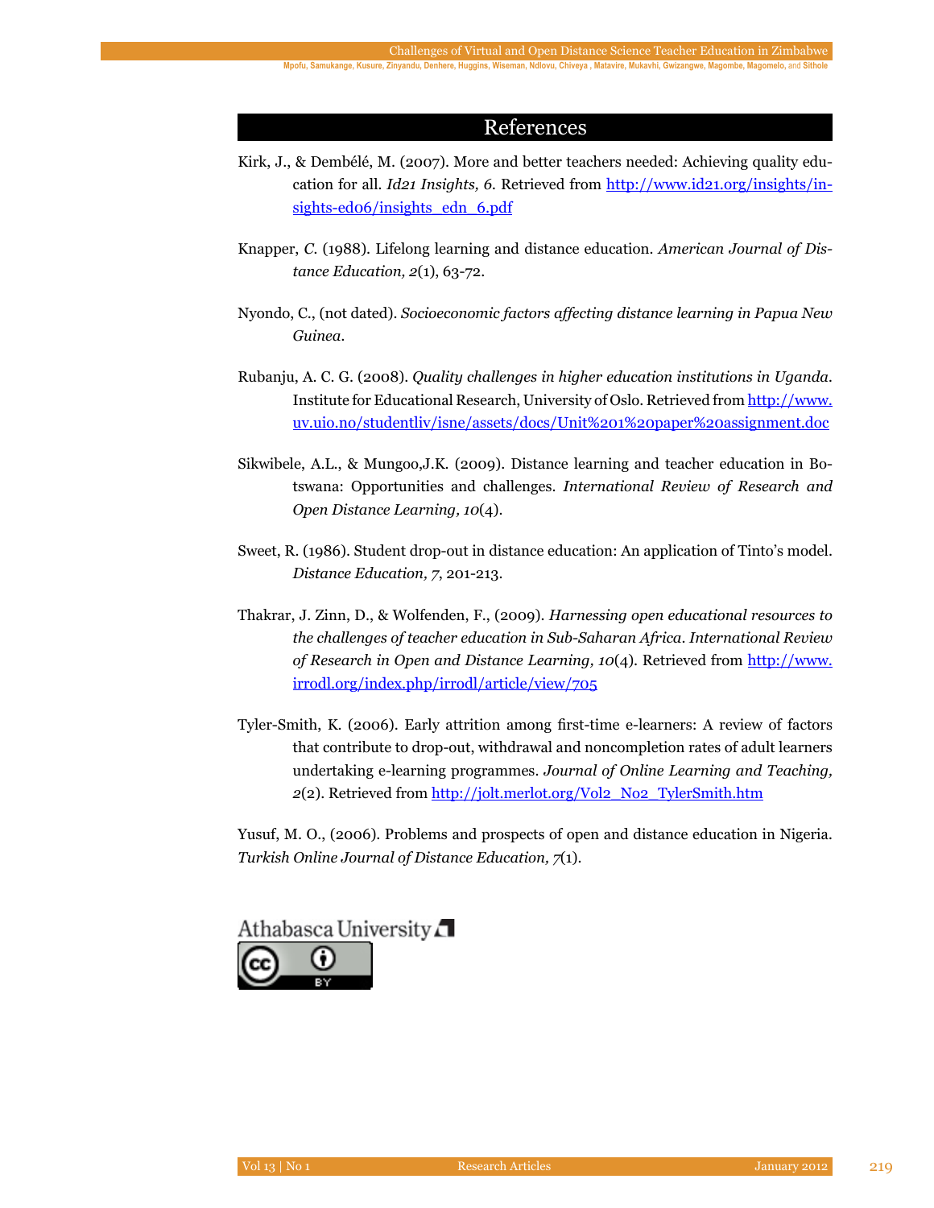## References

Kirk, J., & Dembélé, M. (2007). More and better teachers needed: Achieving quality education for all. *Id21 Insights, 6*. Retrieved from http://www.id21.org/insights/insights-ed06/insights_edn_6.pdf

Knapper, C. (1988). Lifelong learning and distance education. *American Journal of Distance Education, 2*(1), 63-72.

Nyondo, C., (not dated). *Socioeconomic factors affecting distance learning in Papua New Guinea*.

Rubanju, A. C. G. (2008). *Quality challenges in higher education institutions in Uganda*. Institute for Educational Research, University of Oslo. Retrieved from http://www.uv.uio.no/studentliv/isne/assets/docs/Unit%201%20paper%20assignment.doc

Sikwibele, A.L., & Mungoo,J.K. (2009). Distance learning and teacher education in Botswana: Opportunities and challenges. *International Review of Research and Open Distance Learning, 10*(4).

Sweet, R. (1986). Student drop-out in distance education: An application of Tinto's model. *Distance Education, 7*, 201-213.

Thakrar, J. Zinn, D., & Wolfenden, F., (2009). *Harnessing open educational resources to the challenges of teacher education in Sub-Saharan Africa*. *International Review of Research in Open and Distance Learning, 10*(4). Retrieved from http://www.irrodl.org/index.php/irrodl/article/view/705

Tyler-Smith, K. (2006). Early attrition among first-time e-learners: A review of factors that contribute to drop-out, withdrawal and noncompletion rates of adult learners undertaking e-learning programmes. *Journal of Online Learning and Teaching, 2*(2). Retrieved from http://jolt.merlot.org/Vol2_No2_TylerSmith.htm

Yusuf, M. O., (2006). Problems and prospects of open and distance education in Nigeria. *Turkish Online Journal of Distance Education, 7*(1).

Athabasca University